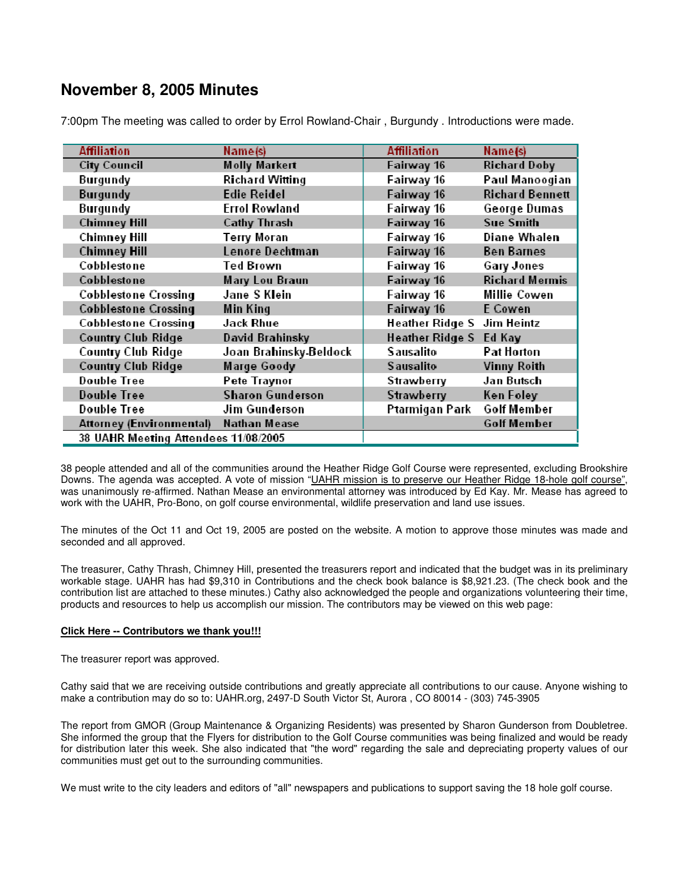## November 8, 2005 Minutes

7:00pm The meeting was called to order by Errol Rowland-Chair , Burgundy . Introductions were made.

| Affiliation | Name(s) | Affiliation | Name(s) |
|---|---|---|---|
| City Council | Molly Markert | Fairway 16 | Richard Doby |
| Burgundy | Richard Witting | Fairway 16 | Paul Manoogian |
| Burgundy | Edie Reidel | Fairway 16 | Richard Bennett |
| Burgundy | Errol Rowland | Fairway 16 | George Dumas |
| Chimney Hill | Cathy Thrash | Fairway 16 | Sue Smith |
| Chimney Hill | Terry Moran | Fairway 16 | Diane Whalen |
| Chimney Hill | Lenore Dechtman | Fairway 16 | Ben Barnes |
| Cobblestone | Ted Brown | Fairway 16 | Gary Jones |
| Cobblestone | Mary Lou Braun | Fairway 16 | Richard Mermis |
| Cobblestone Crossing | Jane S Klein | Fairway 16 | Millie Cowen |
| Cobblestone Crossing | Min King | Fairway 16 | E Cowen |
| Cobblestone Crossing | Jack Rhue | Heather Ridge S | Jim Heintz |
| Country Club Ridge | David Brahinsky | Heather Ridge S | Ed Kay |
| Country Club Ridge | Joan Brahinsky-Beldock | Sausalito | Pat Horton |
| Country Club Ridge | Marge Goody | Sausalito | Vinny Roith |
| Double Tree | Pete Traynor | Strawberry | Jan Butsch |
| Double Tree | Sharon Gunderson | Strawberry | Ken Foley |
| Double Tree | Jim Gunderson | Ptarmigan Park | Golf Member |
| Attorney (Environmental) | Nathan Mease | | Golf Member |
| 38 UAHR Meeting Attendees 11/08/2005 | | | |

38 people attended and all of the communities around the Heather Ridge Golf Course were represented, excluding Brookshire Downs. The agenda was accepted. A vote of mission "UAHR mission is to preserve our Heather Ridge 18-hole golf course", was unanimously re-affirmed. Nathan Mease an environmental attorney was introduced by Ed Kay. Mr. Mease has agreed to work with the UAHR, Pro-Bono, on golf course environmental, wildlife preservation and land use issues.

The minutes of the Oct 11 and Oct 19, 2005 are posted on the website. A motion to approve those minutes was made and seconded and all approved.

The treasurer, Cathy Thrash, Chimney Hill, presented the treasurers report and indicated that the budget was in its preliminary workable stage. UAHR has had $9,310 in Contributions and the check book balance is $8,921.23. (The check book and the contribution list are attached to these minutes.) Cathy also acknowledged the people and organizations volunteering their time, products and resources to help us accomplish our mission. The contributors may be viewed on this web page:

**Click Here -- Contributors we thank you!!!**

The treasurer report was approved.

Cathy said that we are receiving outside contributions and greatly appreciate all contributions to our cause. Anyone wishing to make a contribution may do so to: UAHR.org, 2497-D South Victor St, Aurora , CO 80014 - (303) 745-3905

The report from GMOR (Group Maintenance & Organizing Residents) was presented by Sharon Gunderson from Doubletree. She informed the group that the Flyers for distribution to the Golf Course communities was being finalized and would be ready for distribution later this week. She also indicated that "the word" regarding the sale and depreciating property values of our communities must get out to the surrounding communities.

We must write to the city leaders and editors of "all" newspapers and publications to support saving the 18 hole golf course.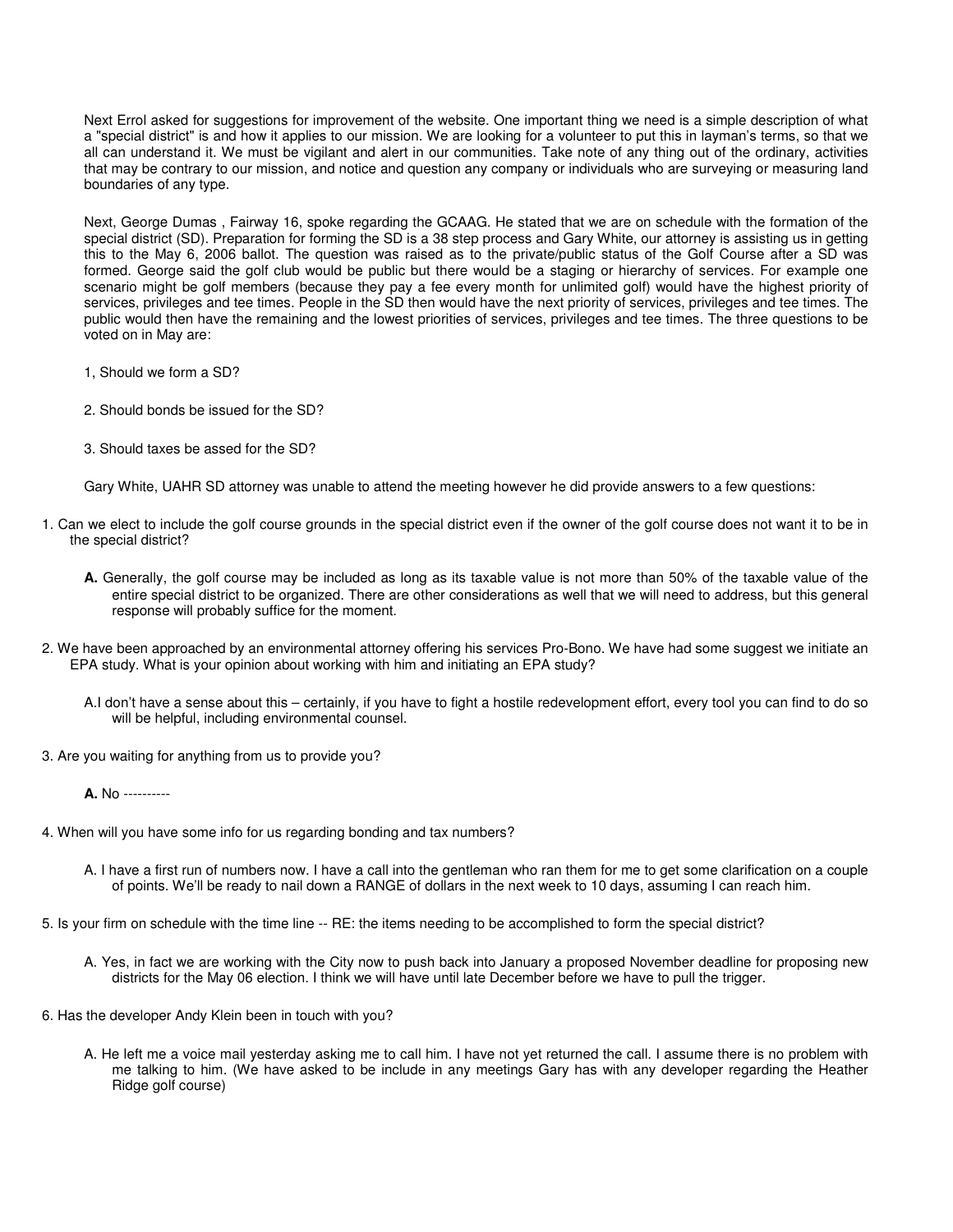Next Errol asked for suggestions for improvement of the website. One important thing we need is a simple description of what a "special district" is and how it applies to our mission. We are looking for a volunteer to put this in layman's terms, so that we all can understand it. We must be vigilant and alert in our communities. Take note of any thing out of the ordinary, activities that may be contrary to our mission, and notice and question any company or individuals who are surveying or measuring land boundaries of any type.

Next, George Dumas , Fairway 16, spoke regarding the GCAAG. He stated that we are on schedule with the formation of the special district (SD). Preparation for forming the SD is a 38 step process and Gary White, our attorney is assisting us in getting this to the May 6, 2006 ballot. The question was raised as to the private/public status of the Golf Course after a SD was formed. George said the golf club would be public but there would be a staging or hierarchy of services. For example one scenario might be golf members (because they pay a fee every month for unlimited golf) would have the highest priority of services, privileges and tee times. People in the SD then would have the next priority of services, privileges and tee times. The public would then have the remaining and the lowest priorities of services, privileges and tee times. The three questions to be voted on in May are:

1, Should we form a SD?

2. Should bonds be issued for the SD?

3. Should taxes be assed for the SD?

Gary White, UAHR SD attorney was unable to attend the meeting however he did provide answers to a few questions:

1. Can we elect to include the golf course grounds in the special district even if the owner of the golf course does not want it to be in the special district?

   **A.** Generally, the golf course may be included as long as its taxable value is not more than 50% of the taxable value of the entire special district to be organized. There are other considerations as well that we will need to address, but this general response will probably suffice for the moment.

2. We have been approached by an environmental attorney offering his services Pro-Bono. We have had some suggest we initiate an EPA study. What is your opinion about working with him and initiating an EPA study?

   A.I don't have a sense about this – certainly, if you have to fight a hostile redevelopment effort, every tool you can find to do so will be helpful, including environmental counsel.

3. Are you waiting for anything from us to provide you?

   **A.** No ----------

4. When will you have some info for us regarding bonding and tax numbers?

   A. I have a first run of numbers now. I have a call into the gentleman who ran them for me to get some clarification on a couple of points. We'll be ready to nail down a RANGE of dollars in the next week to 10 days, assuming I can reach him.

5. Is your firm on schedule with the time line -- RE: the items needing to be accomplished to form the special district?

   A. Yes, in fact we are working with the City now to push back into January a proposed November deadline for proposing new districts for the May 06 election. I think we will have until late December before we have to pull the trigger.

6. Has the developer Andy Klein been in touch with you?

   A. He left me a voice mail yesterday asking me to call him. I have not yet returned the call. I assume there is no problem with me talking to him. (We have asked to be include in any meetings Gary has with any developer regarding the Heather Ridge golf course)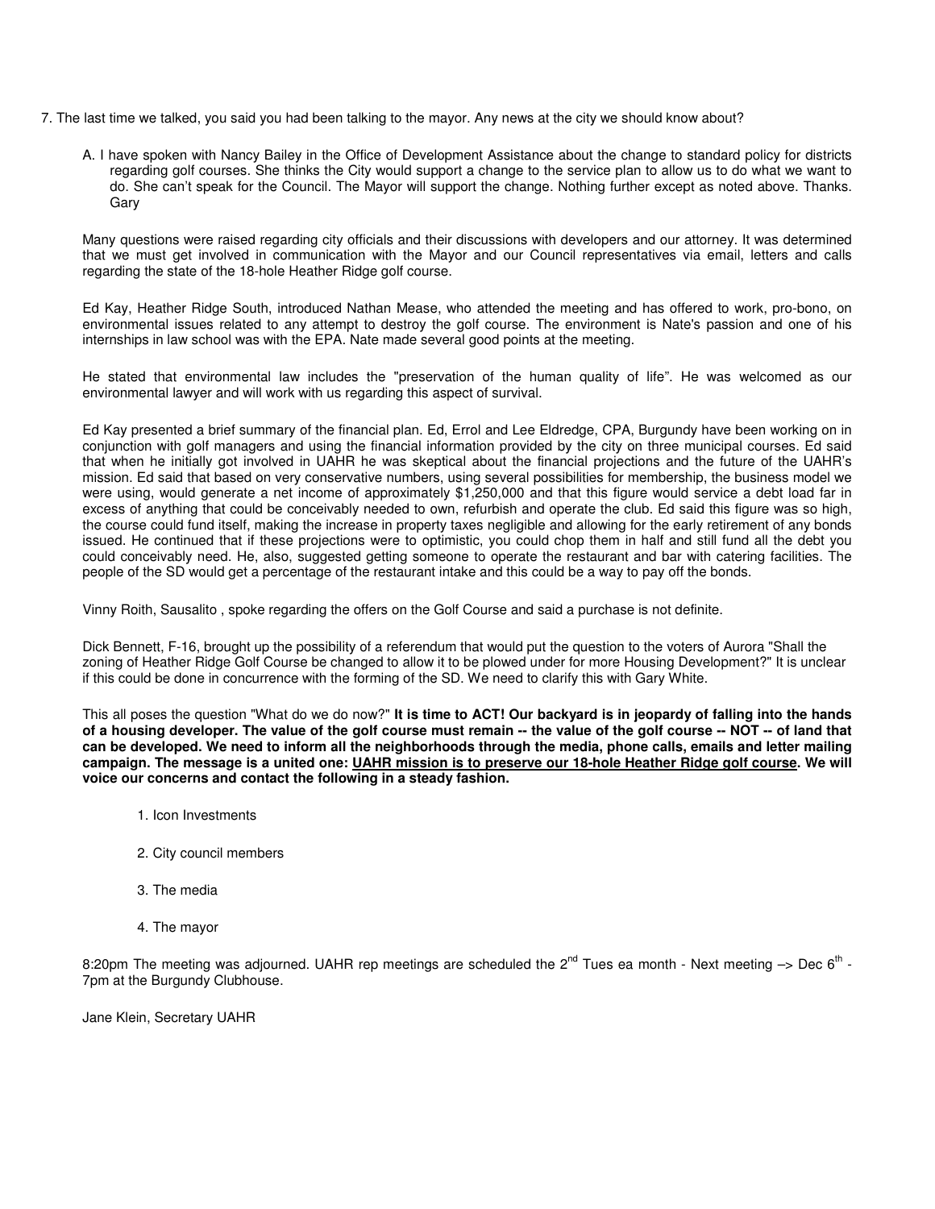7. The last time we talked, you said you had been talking to the mayor. Any news at the city we should know about?

   A. I have spoken with Nancy Bailey in the Office of Development Assistance about the change to standard policy for districts regarding golf courses. She thinks the City would support a change to the service plan to allow us to do what we want to do. She can't speak for the Council. The Mayor will support the change. Nothing further except as noted above. Thanks. Gary

Many questions were raised regarding city officials and their discussions with developers and our attorney. It was determined that we must get involved in communication with the Mayor and our Council representatives via email, letters and calls regarding the state of the 18-hole Heather Ridge golf course.

Ed Kay, Heather Ridge South, introduced Nathan Mease, who attended the meeting and has offered to work, pro-bono, on environmental issues related to any attempt to destroy the golf course. The environment is Nate's passion and one of his internships in law school was with the EPA. Nate made several good points at the meeting.

He stated that environmental law includes the "preservation of the human quality of life". He was welcomed as our environmental lawyer and will work with us regarding this aspect of survival.

Ed Kay presented a brief summary of the financial plan. Ed, Errol and Lee Eldredge, CPA, Burgundy have been working on in conjunction with golf managers and using the financial information provided by the city on three municipal courses. Ed said that when he initially got involved in UAHR he was skeptical about the financial projections and the future of the UAHR's mission. Ed said that based on very conservative numbers, using several possibilities for membership, the business model we were using, would generate a net income of approximately $1,250,000 and that this figure would service a debt load far in excess of anything that could be conceivably needed to own, refurbish and operate the club. Ed said this figure was so high, the course could fund itself, making the increase in property taxes negligible and allowing for the early retirement of any bonds issued. He continued that if these projections were to optimistic, you could chop them in half and still fund all the debt you could conceivably need. He, also, suggested getting someone to operate the restaurant and bar with catering facilities. The people of the SD would get a percentage of the restaurant intake and this could be a way to pay off the bonds.

Vinny Roith, Sausalito , spoke regarding the offers on the Golf Course and said a purchase is not definite.

Dick Bennett, F-16, brought up the possibility of a referendum that would put the question to the voters of Aurora "Shall the zoning of Heather Ridge Golf Course be changed to allow it to be plowed under for more Housing Development?" It is unclear if this could be done in concurrence with the forming of the SD. We need to clarify this with Gary White.

This all poses the question "What do we do now?" **It is time to ACT! Our backyard is in jeopardy of falling into the hands of a housing developer. The value of the golf course must remain -- the value of the golf course -- NOT -- of land that can be developed. We need to inform all the neighborhoods through the media, phone calls, emails and letter mailing campaign. The message is a united one: <u>UAHR mission is to preserve our 18-hole Heather Ridge golf course</u>. We will voice our concerns and contact the following in a steady fashion.**

1. Icon Investments
2. City council members
3. The media
4. The mayor

8:20pm The meeting was adjourned. UAHR rep meetings are scheduled the 2nd Tues ea month - Next meeting –> Dec 6th - 7pm at the Burgundy Clubhouse.

Jane Klein, Secretary UAHR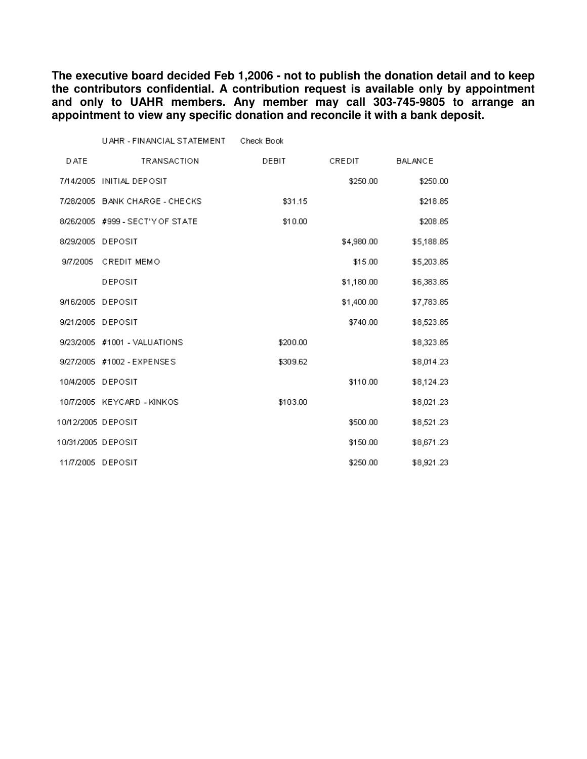**The executive board decided Feb 1,2006 - not to publish the donation detail and to keep the contributors confidential. A contribution request is available only by appointment and only to UAHR members. Any member may call 303-745-9805 to arrange an appointment to view any specific donation and reconcile it with a bank deposit.**

UAHR - FINANCIAL STATEMENT Check Book

| DATE | TRANSACTION | DEBIT | CREDIT | BALANCE |
|---|---|---|---|---|
| 7/14/2005 | INITIAL DEPOSIT | | $250.00 | $250.00 |
| 7/28/2005 | BANK CHARGE - CHECKS | $31.15 | | $218.85 |
| 8/26/2005 | #999 - SECT'Y OF STATE | $10.00 | | $208.85 |
| 8/29/2005 | DEPOSIT | | $4,980.00 | $5,188.85 |
| 9/7/2005 | CREDIT MEMO | | $15.00 | $5,203.85 |
| | DEPOSIT | | $1,180.00 | $6,383.85 |
| 9/16/2005 | DEPOSIT | | $1,400.00 | $7,783.85 |
| 9/21/2005 | DEPOSIT | | $740.00 | $8,523.85 |
| 9/23/2005 | #1001 - VALUATIONS | $200.00 | | $8,323.85 |
| 9/27/2005 | #1002 - EXPENSES | $309.62 | | $8,014.23 |
| 10/4/2005 | DEPOSIT | | $110.00 | $8,124.23 |
| 10/7/2005 | KEYCARD - KINKOS | $103.00 | | $8,021.23 |
| 10/12/2005 | DEPOSIT | | $500.00 | $8,521.23 |
| 10/31/2005 | DEPOSIT | | $150.00 | $8,671.23 |
| 11/7/2005 | DEPOSIT | | $250.00 | $8,921.23 |